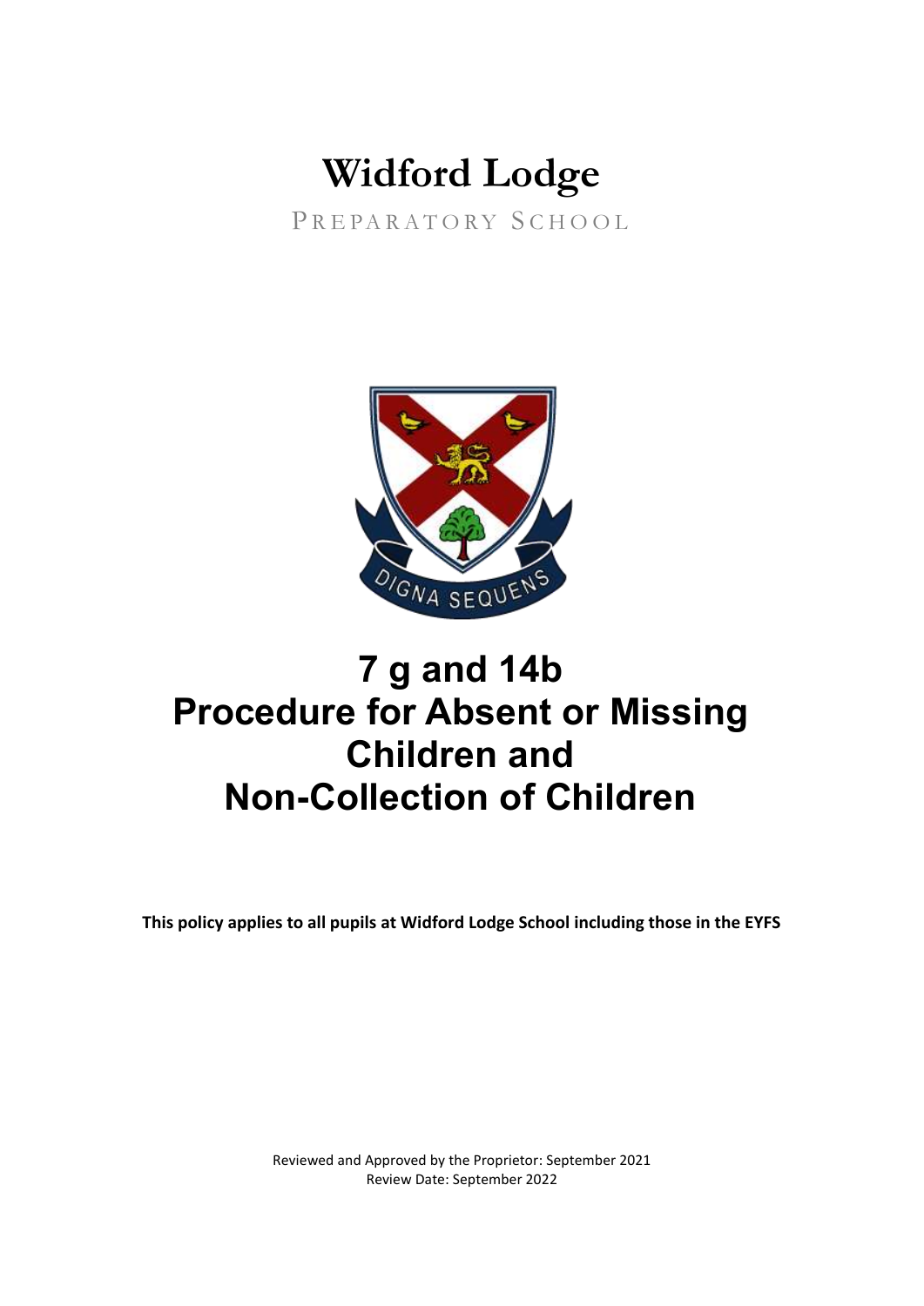# Widford Lodge

PREPARATORY SCHOOL

DIGNA SEQUENS

# 7 g and 14b
# Procedure for Absent or Missing Children and Non-Collection of Children

**This policy applies to all pupils at Widford Lodge School including those in the EYFS**

Reviewed and Approved by the Proprietor: September 2021
Review Date: September 2022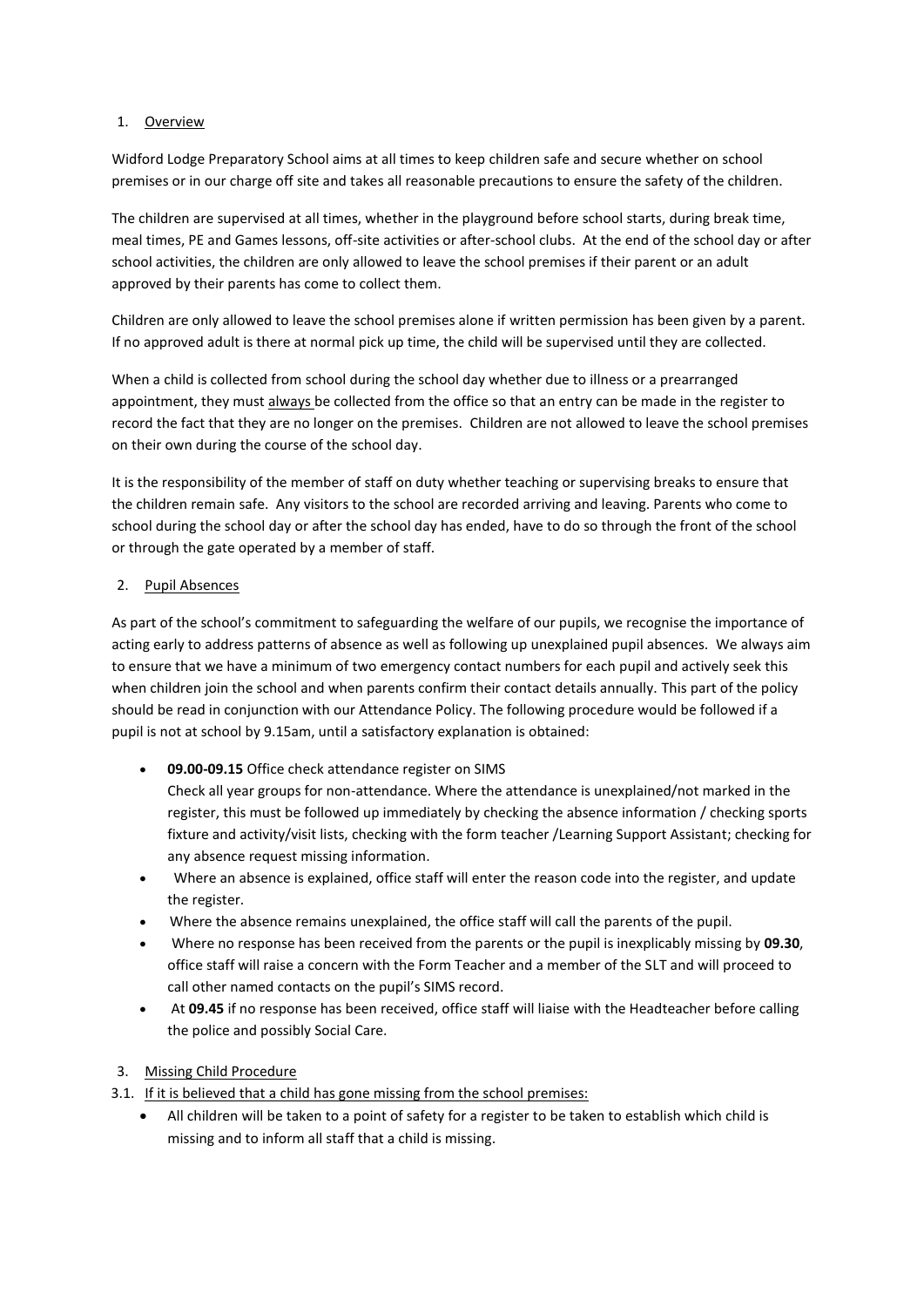## 1. Overview

Widford Lodge Preparatory School aims at all times to keep children safe and secure whether on school premises or in our charge off site and takes all reasonable precautions to ensure the safety of the children.

The children are supervised at all times, whether in the playground before school starts, during break time, meal times, PE and Games lessons, off-site activities or after-school clubs. At the end of the school day or after school activities, the children are only allowed to leave the school premises if their parent or an adult approved by their parents has come to collect them.

Children are only allowed to leave the school premises alone if written permission has been given by a parent. If no approved adult is there at normal pick up time, the child will be supervised until they are collected.

When a child is collected from school during the school day whether due to illness or a prearranged appointment, they must always be collected from the office so that an entry can be made in the register to record the fact that they are no longer on the premises. Children are not allowed to leave the school premises on their own during the course of the school day.

It is the responsibility of the member of staff on duty whether teaching or supervising breaks to ensure that the children remain safe. Any visitors to the school are recorded arriving and leaving. Parents who come to school during the school day or after the school day has ended, have to do so through the front of the school or through the gate operated by a member of staff.

## 2. Pupil Absences

As part of the school's commitment to safeguarding the welfare of our pupils, we recognise the importance of acting early to address patterns of absence as well as following up unexplained pupil absences. We always aim to ensure that we have a minimum of two emergency contact numbers for each pupil and actively seek this when children join the school and when parents confirm their contact details annually. This part of the policy should be read in conjunction with our Attendance Policy. The following procedure would be followed if a pupil is not at school by 9.15am, until a satisfactory explanation is obtained:

- **09.00-09.15** Office check attendance register on SIMS
  Check all year groups for non-attendance. Where the attendance is unexplained/not marked in the register, this must be followed up immediately by checking the absence information / checking sports fixture and activity/visit lists, checking with the form teacher /Learning Support Assistant; checking for any absence request missing information.
- Where an absence is explained, office staff will enter the reason code into the register, and update the register.
- Where the absence remains unexplained, the office staff will call the parents of the pupil.
- Where no response has been received from the parents or the pupil is inexplicably missing by **09.30**, office staff will raise a concern with the Form Teacher and a member of the SLT and will proceed to call other named contacts on the pupil's SIMS record.
- At **09.45** if no response has been received, office staff will liaise with the Headteacher before calling the police and possibly Social Care.

## 3. Missing Child Procedure

### 3.1. If it is believed that a child has gone missing from the school premises:

- All children will be taken to a point of safety for a register to be taken to establish which child is missing and to inform all staff that a child is missing.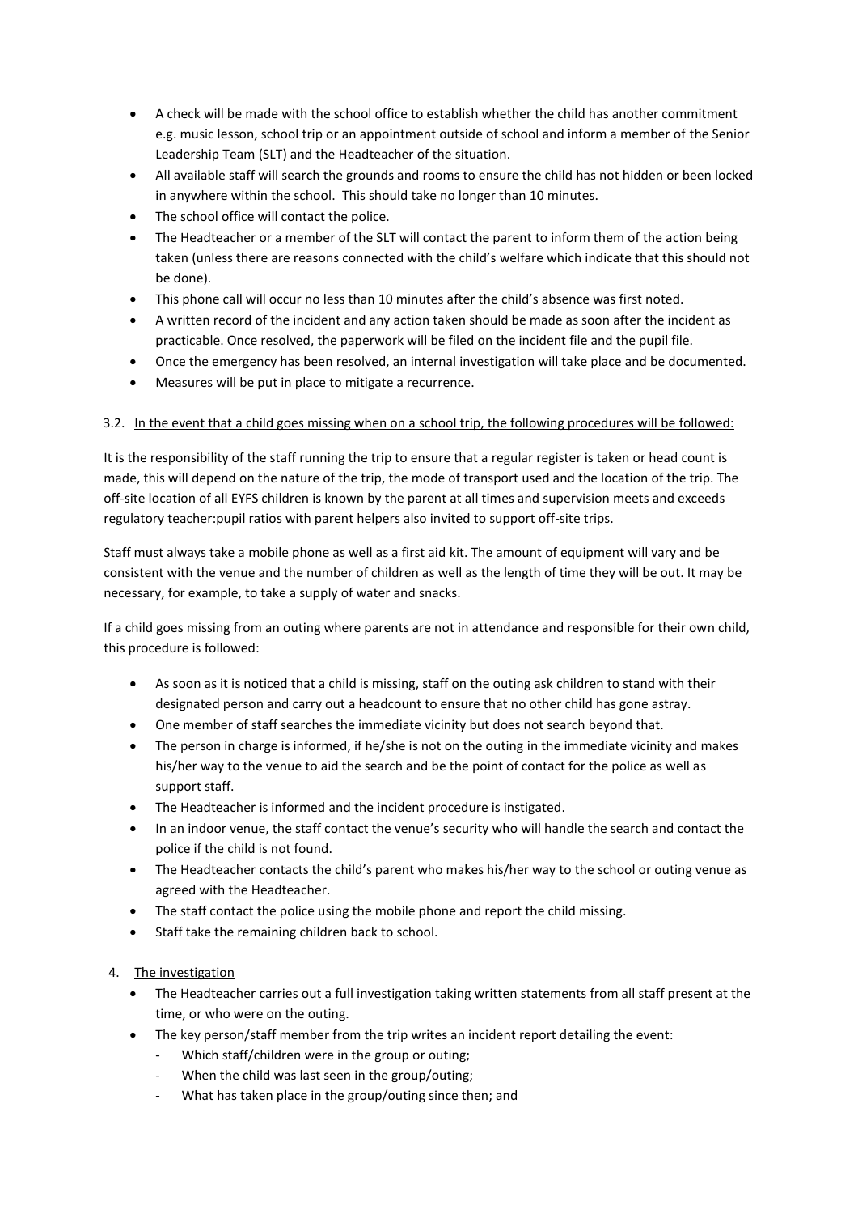- A check will be made with the school office to establish whether the child has another commitment e.g. music lesson, school trip or an appointment outside of school and inform a member of the Senior Leadership Team (SLT) and the Headteacher of the situation.
- All available staff will search the grounds and rooms to ensure the child has not hidden or been locked in anywhere within the school. This should take no longer than 10 minutes.
- The school office will contact the police.
- The Headteacher or a member of the SLT will contact the parent to inform them of the action being taken (unless there are reasons connected with the child's welfare which indicate that this should not be done).
- This phone call will occur no less than 10 minutes after the child's absence was first noted.
- A written record of the incident and any action taken should be made as soon after the incident as practicable. Once resolved, the paperwork will be filed on the incident file and the pupil file.
- Once the emergency has been resolved, an internal investigation will take place and be documented.
- Measures will be put in place to mitigate a recurrence.

3.2. In the event that a child goes missing when on a school trip, the following procedures will be followed:

It is the responsibility of the staff running the trip to ensure that a regular register is taken or head count is made, this will depend on the nature of the trip, the mode of transport used and the location of the trip. The off-site location of all EYFS children is known by the parent at all times and supervision meets and exceeds regulatory teacher:pupil ratios with parent helpers also invited to support off-site trips.

Staff must always take a mobile phone as well as a first aid kit. The amount of equipment will vary and be consistent with the venue and the number of children as well as the length of time they will be out. It may be necessary, for example, to take a supply of water and snacks.

If a child goes missing from an outing where parents are not in attendance and responsible for their own child, this procedure is followed:

- As soon as it is noticed that a child is missing, staff on the outing ask children to stand with their designated person and carry out a headcount to ensure that no other child has gone astray.
- One member of staff searches the immediate vicinity but does not search beyond that.
- The person in charge is informed, if he/she is not on the outing in the immediate vicinity and makes his/her way to the venue to aid the search and be the point of contact for the police as well as support staff.
- The Headteacher is informed and the incident procedure is instigated.
- In an indoor venue, the staff contact the venue's security who will handle the search and contact the police if the child is not found.
- The Headteacher contacts the child's parent who makes his/her way to the school or outing venue as agreed with the Headteacher.
- The staff contact the police using the mobile phone and report the child missing.
- Staff take the remaining children back to school.

4. The investigation

- The Headteacher carries out a full investigation taking written statements from all staff present at the time, or who were on the outing.
- The key person/staff member from the trip writes an incident report detailing the event:
  - Which staff/children were in the group or outing;
  - When the child was last seen in the group/outing;
  - What has taken place in the group/outing since then; and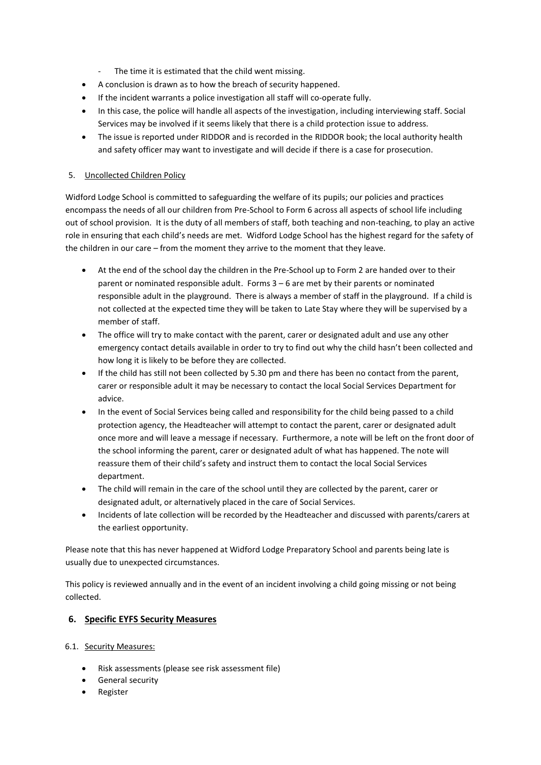- The time it is estimated that the child went missing.

- A conclusion is drawn as to how the breach of security happened.
- If the incident warrants a police investigation all staff will co-operate fully.
- In this case, the police will handle all aspects of the investigation, including interviewing staff. Social Services may be involved if it seems likely that there is a child protection issue to address.
- The issue is reported under RIDDOR and is recorded in the RIDDOR book; the local authority health and safety officer may want to investigate and will decide if there is a case for prosecution.

5. Uncollected Children Policy

Widford Lodge School is committed to safeguarding the welfare of its pupils; our policies and practices encompass the needs of all our children from Pre-School to Form 6 across all aspects of school life including out of school provision. It is the duty of all members of staff, both teaching and non-teaching, to play an active role in ensuring that each child's needs are met. Widford Lodge School has the highest regard for the safety of the children in our care – from the moment they arrive to the moment that they leave.

- At the end of the school day the children in the Pre-School up to Form 2 are handed over to their parent or nominated responsible adult. Forms 3 – 6 are met by their parents or nominated responsible adult in the playground. There is always a member of staff in the playground. If a child is not collected at the expected time they will be taken to Late Stay where they will be supervised by a member of staff.
- The office will try to make contact with the parent, carer or designated adult and use any other emergency contact details available in order to try to find out why the child hasn't been collected and how long it is likely to be before they are collected.
- If the child has still not been collected by 5.30 pm and there has been no contact from the parent, carer or responsible adult it may be necessary to contact the local Social Services Department for advice.
- In the event of Social Services being called and responsibility for the child being passed to a child protection agency, the Headteacher will attempt to contact the parent, carer or designated adult once more and will leave a message if necessary. Furthermore, a note will be left on the front door of the school informing the parent, carer or designated adult of what has happened. The note will reassure them of their child's safety and instruct them to contact the local Social Services department.
- The child will remain in the care of the school until they are collected by the parent, carer or designated adult, or alternatively placed in the care of Social Services.
- Incidents of late collection will be recorded by the Headteacher and discussed with parents/carers at the earliest opportunity.

Please note that this has never happened at Widford Lodge Preparatory School and parents being late is usually due to unexpected circumstances.

This policy is reviewed annually and in the event of an incident involving a child going missing or not being collected.

## 6. Specific EYFS Security Measures

6.1. Security Measures:

- Risk assessments (please see risk assessment file)
- General security
- Register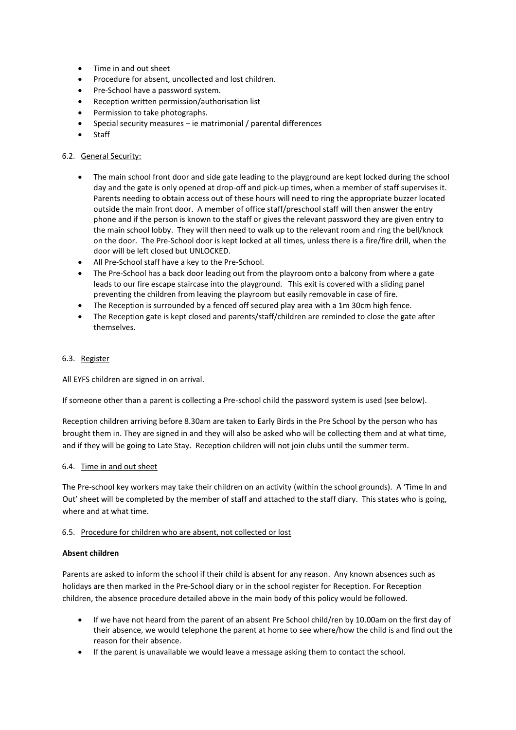- Time in and out sheet
- Procedure for absent, uncollected and lost children.
- Pre-School have a password system.
- Reception written permission/authorisation list
- Permission to take photographs.
- Special security measures – ie matrimonial / parental differences
- Staff

### 6.2. General Security:

- The main school front door and side gate leading to the playground are kept locked during the school day and the gate is only opened at drop-off and pick-up times, when a member of staff supervises it. Parents needing to obtain access out of these hours will need to ring the appropriate buzzer located outside the main front door. A member of office staff/preschool staff will then answer the entry phone and if the person is known to the staff or gives the relevant password they are given entry to the main school lobby. They will then need to walk up to the relevant room and ring the bell/knock on the door. The Pre-School door is kept locked at all times, unless there is a fire/fire drill, when the door will be left closed but UNLOCKED.
- All Pre-School staff have a key to the Pre-School.
- The Pre-School has a back door leading out from the playroom onto a balcony from where a gate leads to our fire escape staircase into the playground. This exit is covered with a sliding panel preventing the children from leaving the playroom but easily removable in case of fire.
- The Reception is surrounded by a fenced off secured play area with a 1m 30cm high fence.
- The Reception gate is kept closed and parents/staff/children are reminded to close the gate after themselves.

### 6.3. Register

All EYFS children are signed in on arrival.

If someone other than a parent is collecting a Pre-school child the password system is used (see below).

Reception children arriving before 8.30am are taken to Early Birds in the Pre School by the person who has brought them in. They are signed in and they will also be asked who will be collecting them and at what time, and if they will be going to Late Stay. Reception children will not join clubs until the summer term.

### 6.4. Time in and out sheet

The Pre-school key workers may take their children on an activity (within the school grounds). A 'Time In and Out' sheet will be completed by the member of staff and attached to the staff diary. This states who is going, where and at what time.

### 6.5. Procedure for children who are absent, not collected or lost

**Absent children**

Parents are asked to inform the school if their child is absent for any reason. Any known absences such as holidays are then marked in the Pre-School diary or in the school register for Reception. For Reception children, the absence procedure detailed above in the main body of this policy would be followed.

- If we have not heard from the parent of an absent Pre School child/ren by 10.00am on the first day of their absence, we would telephone the parent at home to see where/how the child is and find out the reason for their absence.
- If the parent is unavailable we would leave a message asking them to contact the school.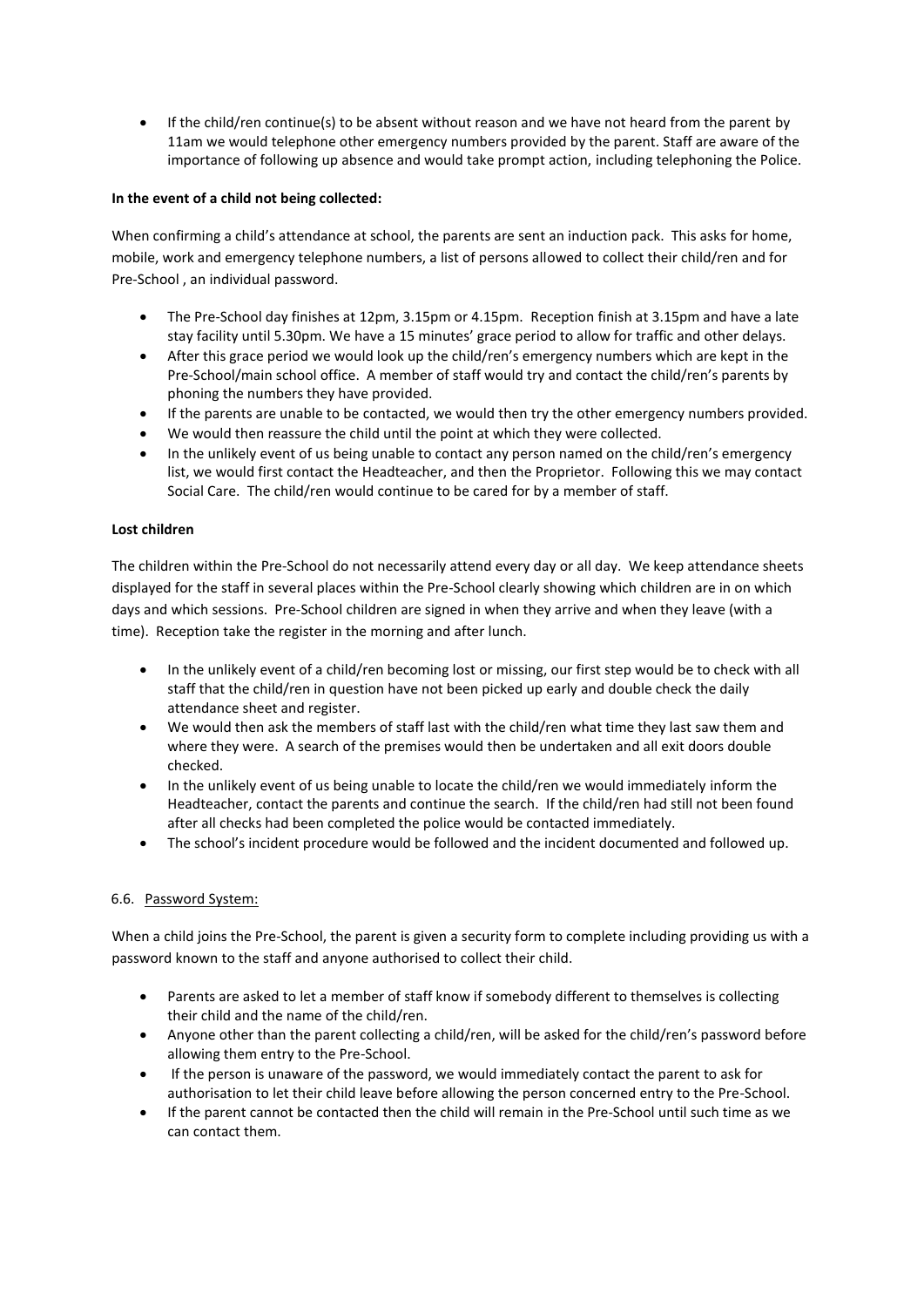- If the child/ren continue(s) to be absent without reason and we have not heard from the parent by 11am we would telephone other emergency numbers provided by the parent. Staff are aware of the importance of following up absence and would take prompt action, including telephoning the Police.

**In the event of a child not being collected:**

When confirming a child's attendance at school, the parents are sent an induction pack. This asks for home, mobile, work and emergency telephone numbers, a list of persons allowed to collect their child/ren and for Pre-School , an individual password.

- The Pre-School day finishes at 12pm, 3.15pm or 4.15pm. Reception finish at 3.15pm and have a late stay facility until 5.30pm. We have a 15 minutes' grace period to allow for traffic and other delays.
- After this grace period we would look up the child/ren's emergency numbers which are kept in the Pre-School/main school office. A member of staff would try and contact the child/ren's parents by phoning the numbers they have provided.
- If the parents are unable to be contacted, we would then try the other emergency numbers provided.
- We would then reassure the child until the point at which they were collected.
- In the unlikely event of us being unable to contact any person named on the child/ren's emergency list, we would first contact the Headteacher, and then the Proprietor. Following this we may contact Social Care. The child/ren would continue to be cared for by a member of staff.

**Lost children**

The children within the Pre-School do not necessarily attend every day or all day. We keep attendance sheets displayed for the staff in several places within the Pre-School clearly showing which children are in on which days and which sessions. Pre-School children are signed in when they arrive and when they leave (with a time). Reception take the register in the morning and after lunch.

- In the unlikely event of a child/ren becoming lost or missing, our first step would be to check with all staff that the child/ren in question have not been picked up early and double check the daily attendance sheet and register.
- We would then ask the members of staff last with the child/ren what time they last saw them and where they were. A search of the premises would then be undertaken and all exit doors double checked.
- In the unlikely event of us being unable to locate the child/ren we would immediately inform the Headteacher, contact the parents and continue the search. If the child/ren had still not been found after all checks had been completed the police would be contacted immediately.
- The school's incident procedure would be followed and the incident documented and followed up.

6.6. Password System:

When a child joins the Pre-School, the parent is given a security form to complete including providing us with a password known to the staff and anyone authorised to collect their child.

- Parents are asked to let a member of staff know if somebody different to themselves is collecting their child and the name of the child/ren.
- Anyone other than the parent collecting a child/ren, will be asked for the child/ren's password before allowing them entry to the Pre-School.
- If the person is unaware of the password, we would immediately contact the parent to ask for authorisation to let their child leave before allowing the person concerned entry to the Pre-School.
- If the parent cannot be contacted then the child will remain in the Pre-School until such time as we can contact them.